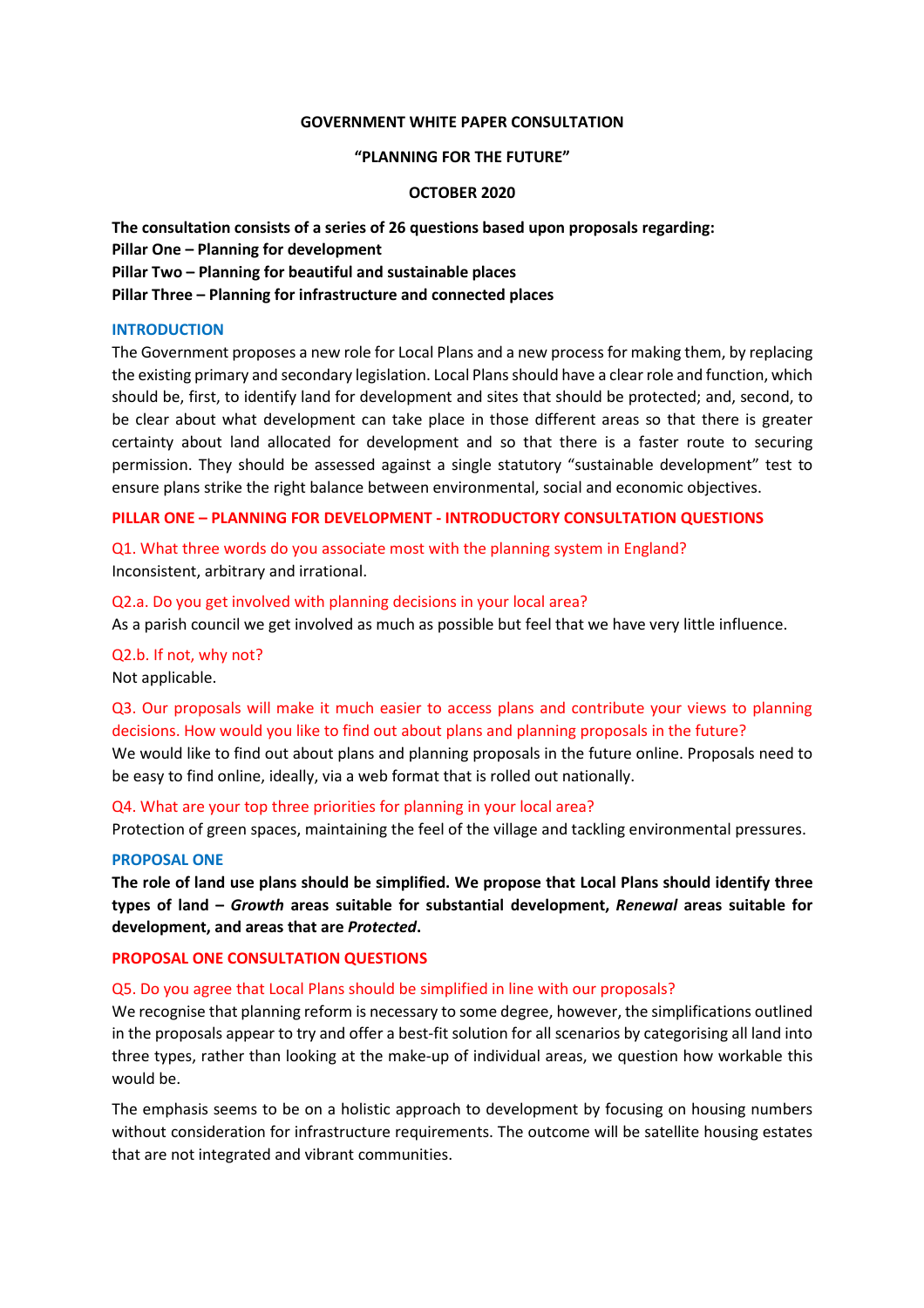**GOVERNMENT WHITE PAPER CONSULTATION**

**"PLANNING FOR THE FUTURE"**

**OCTOBER 2020**

**The consultation consists of a series of 26 questions based upon proposals regarding:**
**Pillar One – Planning for development**
**Pillar Two – Planning for beautiful and sustainable places**
**Pillar Three – Planning for infrastructure and connected places**

## INTRODUCTION

The Government proposes a new role for Local Plans and a new process for making them, by replacing the existing primary and secondary legislation. Local Plans should have a clear role and function, which should be, first, to identify land for development and sites that should be protected; and, second, to be clear about what development can take place in those different areas so that there is greater certainty about land allocated for development and so that there is a faster route to securing permission. They should be assessed against a single statutory "sustainable development" test to ensure plans strike the right balance between environmental, social and economic objectives.

## PILLAR ONE – PLANNING FOR DEVELOPMENT - INTRODUCTORY CONSULTATION QUESTIONS

Q1. What three words do you associate most with the planning system in England?
Inconsistent, arbitrary and irrational.

Q2.a. Do you get involved with planning decisions in your local area?
As a parish council we get involved as much as possible but feel that we have very little influence.

Q2.b. If not, why not?
Not applicable.

Q3. Our proposals will make it much easier to access plans and contribute your views to planning decisions. How would you like to find out about plans and planning proposals in the future?
We would like to find out about plans and planning proposals in the future online. Proposals need to be easy to find online, ideally, via a web format that is rolled out nationally.

Q4. What are your top three priorities for planning in your local area?
Protection of green spaces, maintaining the feel of the village and tackling environmental pressures.

## PROPOSAL ONE

**The role of land use plans should be simplified. We propose that Local Plans should identify three types of land – *Growth* areas suitable for substantial development, *Renewal* areas suitable for development, and areas that are *Protected*.**

## PROPOSAL ONE CONSULTATION QUESTIONS

Q5. Do you agree that Local Plans should be simplified in line with our proposals?
We recognise that planning reform is necessary to some degree, however, the simplifications outlined in the proposals appear to try and offer a best-fit solution for all scenarios by categorising all land into three types, rather than looking at the make-up of individual areas, we question how workable this would be.

The emphasis seems to be on a holistic approach to development by focusing on housing numbers without consideration for infrastructure requirements. The outcome will be satellite housing estates that are not integrated and vibrant communities.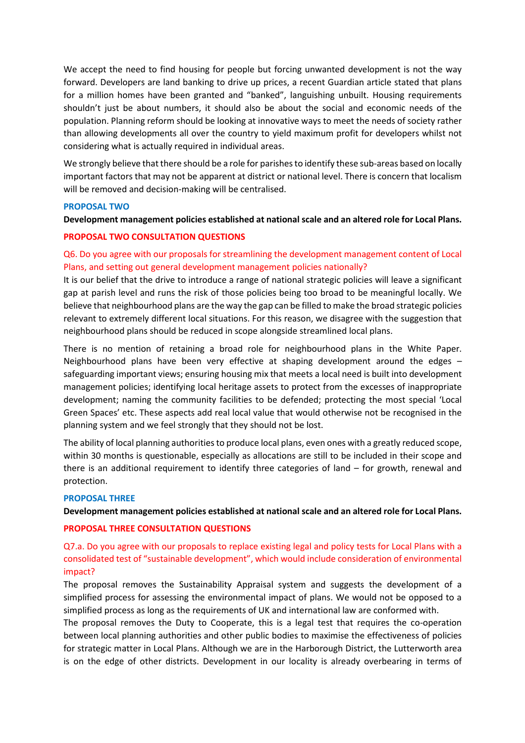We accept the need to find housing for people but forcing unwanted development is not the way forward. Developers are land banking to drive up prices, a recent Guardian article stated that plans for a million homes have been granted and "banked", languishing unbuilt. Housing requirements shouldn't just be about numbers, it should also be about the social and economic needs of the population. Planning reform should be looking at innovative ways to meet the needs of society rather than allowing developments all over the country to yield maximum profit for developers whilst not considering what is actually required in individual areas.

We strongly believe that there should be a role for parishes to identify these sub-areas based on locally important factors that may not be apparent at district or national level. There is concern that localism will be removed and decision-making will be centralised.

## PROPOSAL TWO

**Development management policies established at national scale and an altered role for Local Plans.**

### PROPOSAL TWO CONSULTATION QUESTIONS

**Q6. Do you agree with our proposals for streamlining the development management content of Local Plans, and setting out general development management policies nationally?**

It is our belief that the drive to introduce a range of national strategic policies will leave a significant gap at parish level and runs the risk of those policies being too broad to be meaningful locally. We believe that neighbourhood plans are the way the gap can be filled to make the broad strategic policies relevant to extremely different local situations. For this reason, we disagree with the suggestion that neighbourhood plans should be reduced in scope alongside streamlined local plans.

There is no mention of retaining a broad role for neighbourhood plans in the White Paper. Neighbourhood plans have been very effective at shaping development around the edges – safeguarding important views; ensuring housing mix that meets a local need is built into development management policies; identifying local heritage assets to protect from the excesses of inappropriate development; naming the community facilities to be defended; protecting the most special 'Local Green Spaces' etc. These aspects add real local value that would otherwise not be recognised in the planning system and we feel strongly that they should not be lost.

The ability of local planning authorities to produce local plans, even ones with a greatly reduced scope, within 30 months is questionable, especially as allocations are still to be included in their scope and there is an additional requirement to identify three categories of land – for growth, renewal and protection.

## PROPOSAL THREE

**Development management policies established at national scale and an altered role for Local Plans.**

### PROPOSAL THREE CONSULTATION QUESTIONS

**Q7.a. Do you agree with our proposals to replace existing legal and policy tests for Local Plans with a consolidated test of "sustainable development", which would include consideration of environmental impact?**

The proposal removes the Sustainability Appraisal system and suggests the development of a simplified process for assessing the environmental impact of plans. We would not be opposed to a simplified process as long as the requirements of UK and international law are conformed with.

The proposal removes the Duty to Cooperate, this is a legal test that requires the co-operation between local planning authorities and other public bodies to maximise the effectiveness of policies for strategic matter in Local Plans. Although we are in the Harborough District, the Lutterworth area is on the edge of other districts. Development in our locality is already overbearing in terms of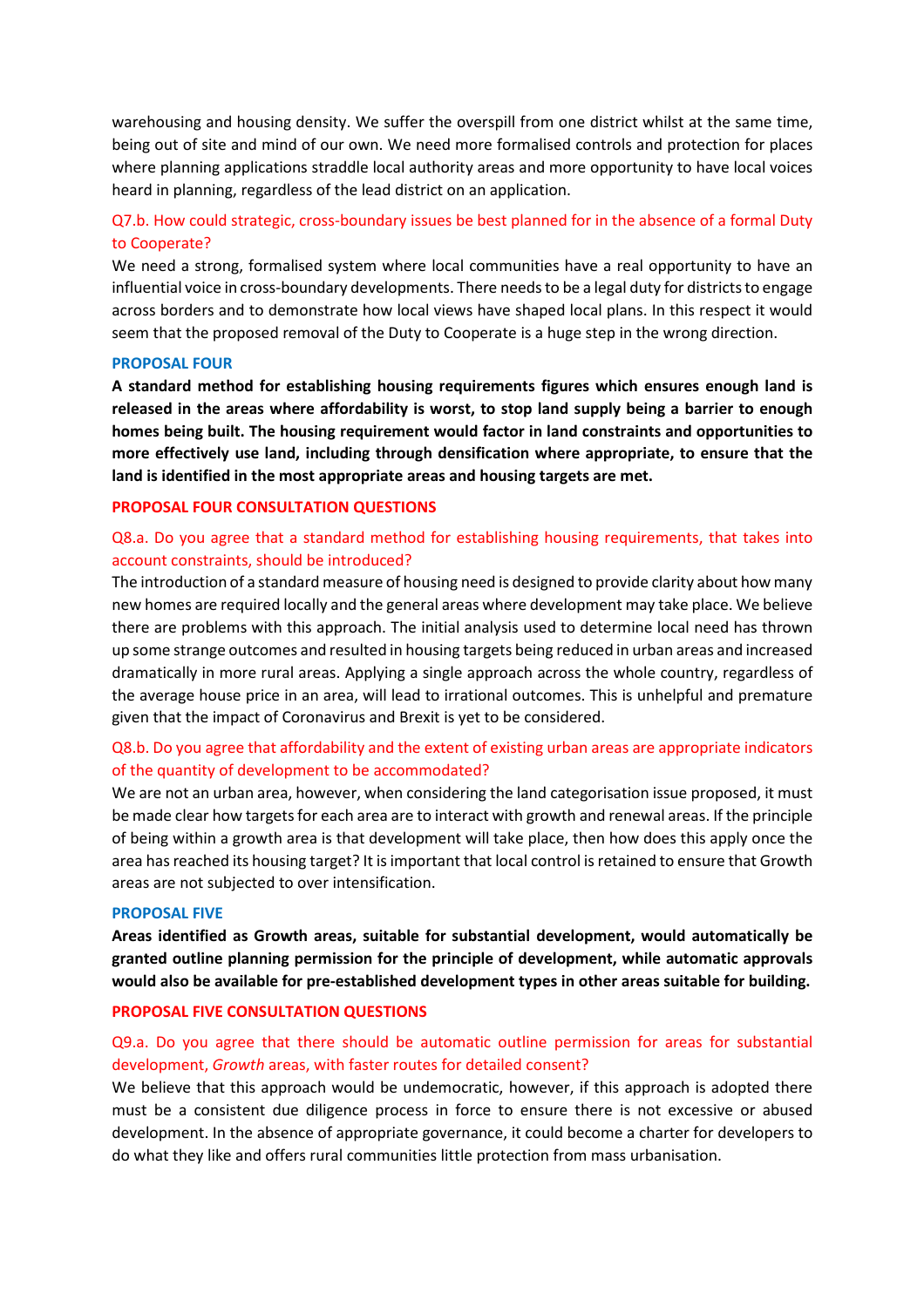warehousing and housing density. We suffer the overspill from one district whilst at the same time, being out of site and mind of our own. We need more formalised controls and protection for places where planning applications straddle local authority areas and more opportunity to have local voices heard in planning, regardless of the lead district on an application.

Q7.b. How could strategic, cross-boundary issues be best planned for in the absence of a formal Duty to Cooperate?

We need a strong, formalised system where local communities have a real opportunity to have an influential voice in cross-boundary developments. There needs to be a legal duty for districts to engage across borders and to demonstrate how local views have shaped local plans. In this respect it would seem that the proposed removal of the Duty to Cooperate is a huge step in the wrong direction.

**PROPOSAL FOUR**

**A standard method for establishing housing requirements figures which ensures enough land is released in the areas where affordability is worst, to stop land supply being a barrier to enough homes being built. The housing requirement would factor in land constraints and opportunities to more effectively use land, including through densification where appropriate, to ensure that the land is identified in the most appropriate areas and housing targets are met.**

**PROPOSAL FOUR CONSULTATION QUESTIONS**

Q8.a. Do you agree that a standard method for establishing housing requirements, that takes into account constraints, should be introduced?

The introduction of a standard measure of housing need is designed to provide clarity about how many new homes are required locally and the general areas where development may take place. We believe there are problems with this approach. The initial analysis used to determine local need has thrown up some strange outcomes and resulted in housing targets being reduced in urban areas and increased dramatically in more rural areas. Applying a single approach across the whole country, regardless of the average house price in an area, will lead to irrational outcomes. This is unhelpful and premature given that the impact of Coronavirus and Brexit is yet to be considered.

Q8.b. Do you agree that affordability and the extent of existing urban areas are appropriate indicators of the quantity of development to be accommodated?

We are not an urban area, however, when considering the land categorisation issue proposed, it must be made clear how targets for each area are to interact with growth and renewal areas. If the principle of being within a growth area is that development will take place, then how does this apply once the area has reached its housing target? It is important that local control is retained to ensure that Growth areas are not subjected to over intensification.

**PROPOSAL FIVE**

**Areas identified as Growth areas, suitable for substantial development, would automatically be granted outline planning permission for the principle of development, while automatic approvals would also be available for pre-established development types in other areas suitable for building.**

**PROPOSAL FIVE CONSULTATION QUESTIONS**

Q9.a. Do you agree that there should be automatic outline permission for areas for substantial development, *Growth* areas, with faster routes for detailed consent?

We believe that this approach would be undemocratic, however, if this approach is adopted there must be a consistent due diligence process in force to ensure there is not excessive or abused development. In the absence of appropriate governance, it could become a charter for developers to do what they like and offers rural communities little protection from mass urbanisation.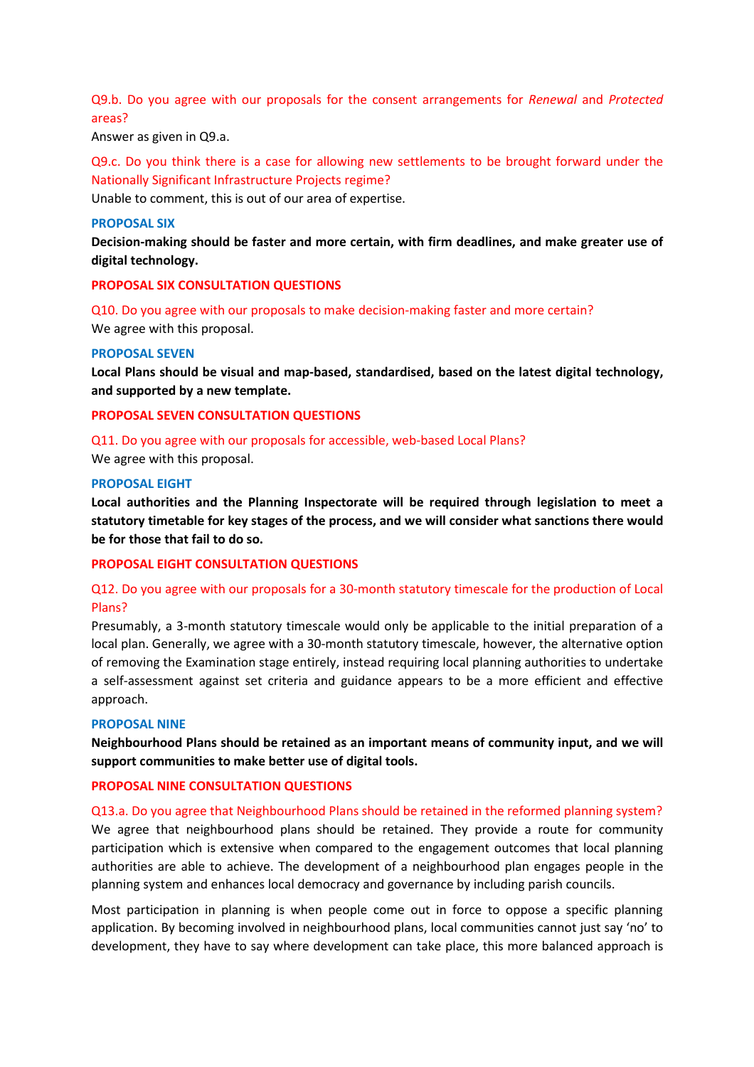Q9.b. Do you agree with our proposals for the consent arrangements for *Renewal* and *Protected* areas?

Answer as given in Q9.a.

Q9.c. Do you think there is a case for allowing new settlements to be brought forward under the Nationally Significant Infrastructure Projects regime?

Unable to comment, this is out of our area of expertise.

### PROPOSAL SIX

**Decision-making should be faster and more certain, with firm deadlines, and make greater use of digital technology.**

### PROPOSAL SIX CONSULTATION QUESTIONS

Q10. Do you agree with our proposals to make decision-making faster and more certain?

We agree with this proposal.

### PROPOSAL SEVEN

**Local Plans should be visual and map-based, standardised, based on the latest digital technology, and supported by a new template.**

### PROPOSAL SEVEN CONSULTATION QUESTIONS

Q11. Do you agree with our proposals for accessible, web-based Local Plans?

We agree with this proposal.

### PROPOSAL EIGHT

**Local authorities and the Planning Inspectorate will be required through legislation to meet a statutory timetable for key stages of the process, and we will consider what sanctions there would be for those that fail to do so.**

### PROPOSAL EIGHT CONSULTATION QUESTIONS

Q12. Do you agree with our proposals for a 30-month statutory timescale for the production of Local Plans?

Presumably, a 3-month statutory timescale would only be applicable to the initial preparation of a local plan. Generally, we agree with a 30-month statutory timescale, however, the alternative option of removing the Examination stage entirely, instead requiring local planning authorities to undertake a self-assessment against set criteria and guidance appears to be a more efficient and effective approach.

### PROPOSAL NINE

**Neighbourhood Plans should be retained as an important means of community input, and we will support communities to make better use of digital tools.**

### PROPOSAL NINE CONSULTATION QUESTIONS

Q13.a. Do you agree that Neighbourhood Plans should be retained in the reformed planning system?

We agree that neighbourhood plans should be retained. They provide a route for community participation which is extensive when compared to the engagement outcomes that local planning authorities are able to achieve. The development of a neighbourhood plan engages people in the planning system and enhances local democracy and governance by including parish councils.

Most participation in planning is when people come out in force to oppose a specific planning application. By becoming involved in neighbourhood plans, local communities cannot just say 'no' to development, they have to say where development can take place, this more balanced approach is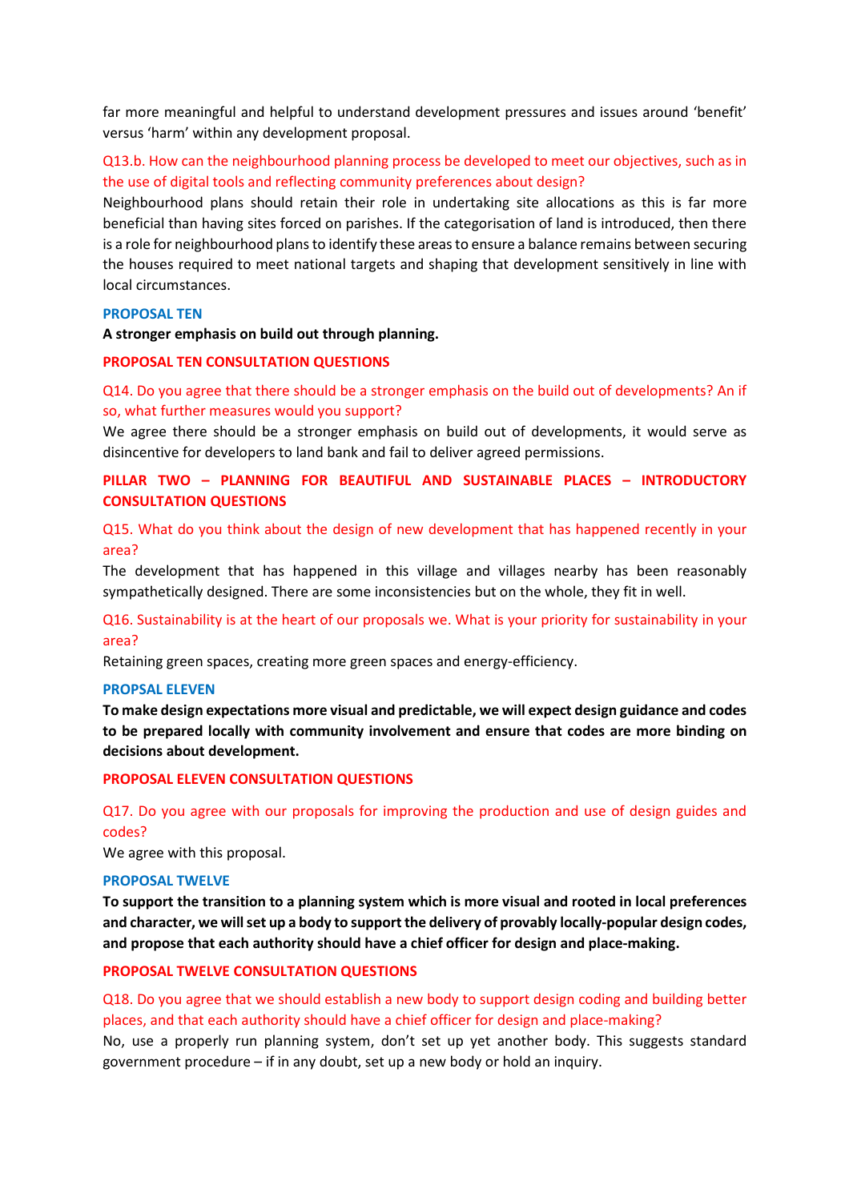far more meaningful and helpful to understand development pressures and issues around 'benefit' versus 'harm' within any development proposal.

Q13.b. How can the neighbourhood planning process be developed to meet our objectives, such as in the use of digital tools and reflecting community preferences about design?

Neighbourhood plans should retain their role in undertaking site allocations as this is far more beneficial than having sites forced on parishes. If the categorisation of land is introduced, then there is a role for neighbourhood plans to identify these areas to ensure a balance remains between securing the houses required to meet national targets and shaping that development sensitively in line with local circumstances.

### PROPOSAL TEN

**A stronger emphasis on build out through planning.**

### PROPOSAL TEN CONSULTATION QUESTIONS

Q14. Do you agree that there should be a stronger emphasis on the build out of developments? An if so, what further measures would you support?

We agree there should be a stronger emphasis on build out of developments, it would serve as disincentive for developers to land bank and fail to deliver agreed permissions.

## PILLAR TWO – PLANNING FOR BEAUTIFUL AND SUSTAINABLE PLACES – INTRODUCTORY CONSULTATION QUESTIONS

Q15. What do you think about the design of new development that has happened recently in your area?

The development that has happened in this village and villages nearby has been reasonably sympathetically designed. There are some inconsistencies but on the whole, they fit in well.

Q16. Sustainability is at the heart of our proposals we. What is your priority for sustainability in your area?

Retaining green spaces, creating more green spaces and energy-efficiency.

### PROPSAL ELEVEN

**To make design expectations more visual and predictable, we will expect design guidance and codes to be prepared locally with community involvement and ensure that codes are more binding on decisions about development.**

### PROPOSAL ELEVEN CONSULTATION QUESTIONS

Q17. Do you agree with our proposals for improving the production and use of design guides and codes?

We agree with this proposal.

### PROPOSAL TWELVE

**To support the transition to a planning system which is more visual and rooted in local preferences and character, we will set up a body to support the delivery of provably locally-popular design codes, and propose that each authority should have a chief officer for design and place-making.**

### PROPOSAL TWELVE CONSULTATION QUESTIONS

Q18. Do you agree that we should establish a new body to support design coding and building better places, and that each authority should have a chief officer for design and place-making?

No, use a properly run planning system, don't set up yet another body. This suggests standard government procedure – if in any doubt, set up a new body or hold an inquiry.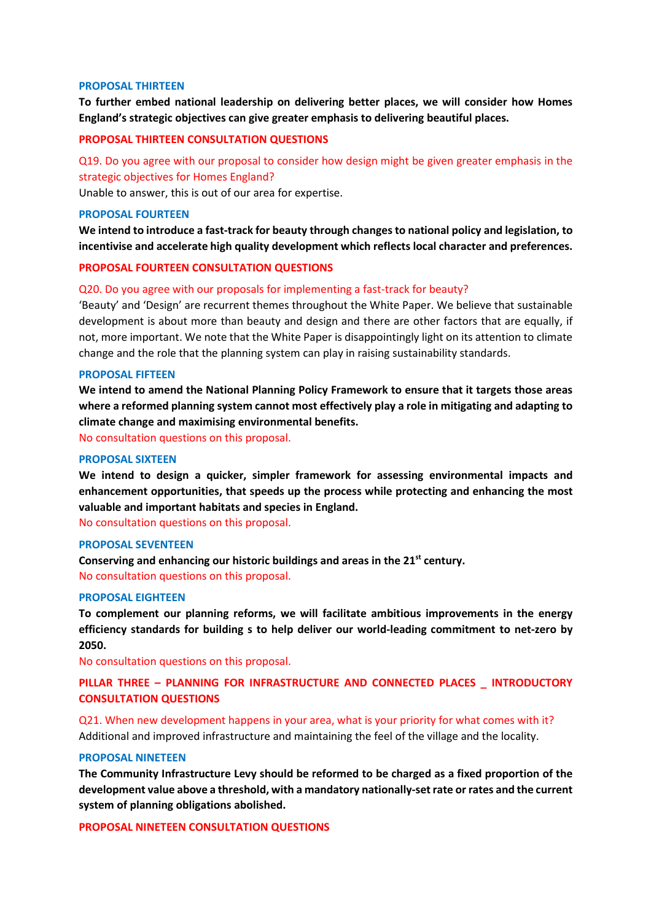### PROPOSAL THIRTEEN

**To further embed national leadership on delivering better places, we will consider how Homes England's strategic objectives can give greater emphasis to delivering beautiful places.**

### PROPOSAL THIRTEEN CONSULTATION QUESTIONS

Q19. Do you agree with our proposal to consider how design might be given greater emphasis in the strategic objectives for Homes England?

Unable to answer, this is out of our area for expertise.

### PROPOSAL FOURTEEN

**We intend to introduce a fast-track for beauty through changes to national policy and legislation, to incentivise and accelerate high quality development which reflects local character and preferences.**

### PROPOSAL FOURTEEN CONSULTATION QUESTIONS

Q20. Do you agree with our proposals for implementing a fast-track for beauty?

'Beauty' and 'Design' are recurrent themes throughout the White Paper. We believe that sustainable development is about more than beauty and design and there are other factors that are equally, if not, more important. We note that the White Paper is disappointingly light on its attention to climate change and the role that the planning system can play in raising sustainability standards.

### PROPOSAL FIFTEEN

**We intend to amend the National Planning Policy Framework to ensure that it targets those areas where a reformed planning system cannot most effectively play a role in mitigating and adapting to climate change and maximising environmental benefits.**

No consultation questions on this proposal.

### PROPOSAL SIXTEEN

**We intend to design a quicker, simpler framework for assessing environmental impacts and enhancement opportunities, that speeds up the process while protecting and enhancing the most valuable and important habitats and species in England.**

No consultation questions on this proposal.

### PROPOSAL SEVENTEEN

**Conserving and enhancing our historic buildings and areas in the 21st century.**

No consultation questions on this proposal.

### PROPOSAL EIGHTEEN

**To complement our planning reforms, we will facilitate ambitious improvements in the energy efficiency standards for building s to help deliver our world-leading commitment to net-zero by 2050.**

No consultation questions on this proposal.

### PILLAR THREE – PLANNING FOR INFRASTRUCTURE AND CONNECTED PLACES _ INTRODUCTORY CONSULTATION QUESTIONS

Q21. When new development happens in your area, what is your priority for what comes with it?

Additional and improved infrastructure and maintaining the feel of the village and the locality.

### PROPOSAL NINETEEN

**The Community Infrastructure Levy should be reformed to be charged as a fixed proportion of the development value above a threshold, with a mandatory nationally-set rate or rates and the current system of planning obligations abolished.**

### PROPOSAL NINETEEN CONSULTATION QUESTIONS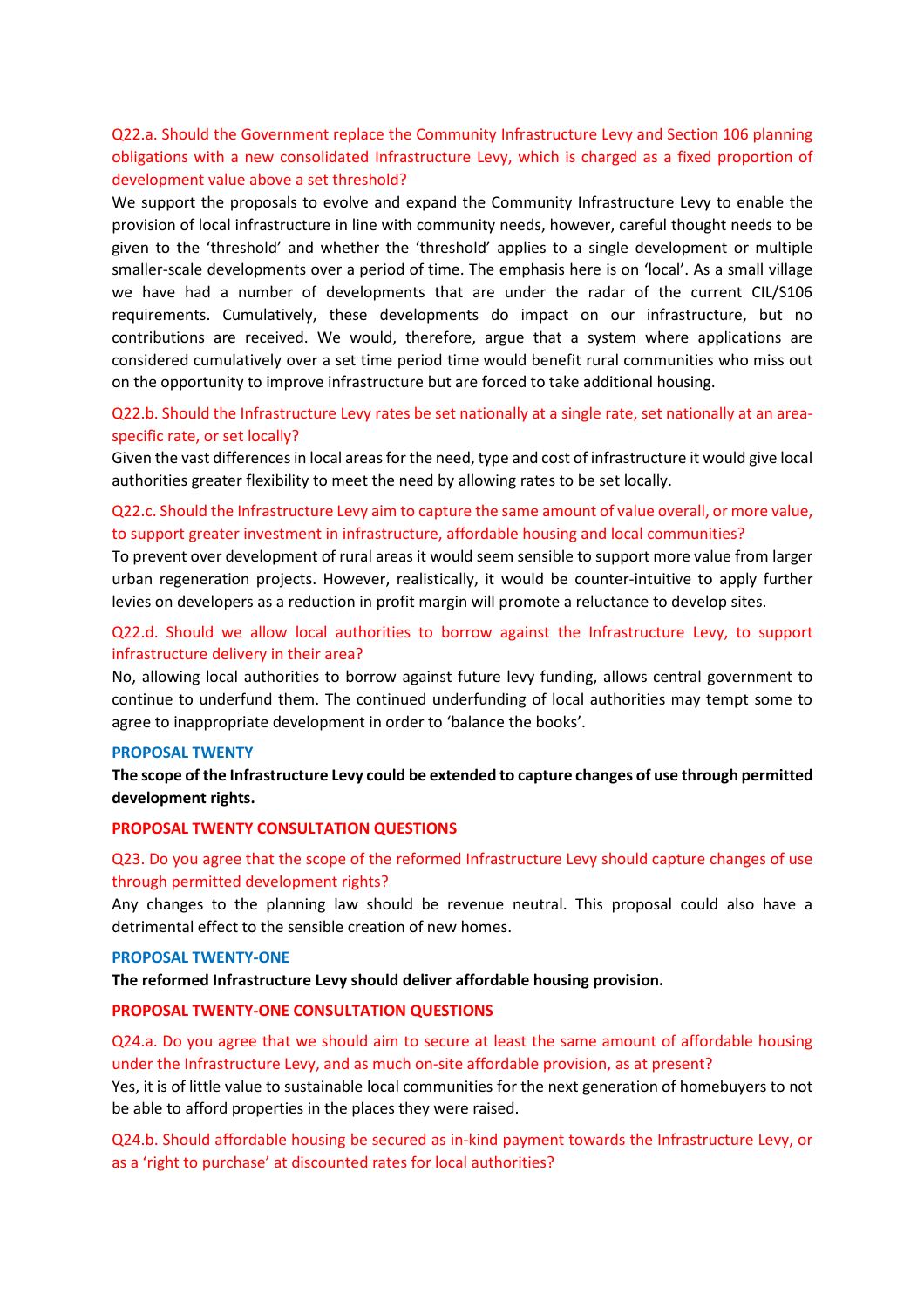Q22.a. Should the Government replace the Community Infrastructure Levy and Section 106 planning obligations with a new consolidated Infrastructure Levy, which is charged as a fixed proportion of development value above a set threshold?

We support the proposals to evolve and expand the Community Infrastructure Levy to enable the provision of local infrastructure in line with community needs, however, careful thought needs to be given to the 'threshold' and whether the 'threshold' applies to a single development or multiple smaller-scale developments over a period of time. The emphasis here is on 'local'. As a small village we have had a number of developments that are under the radar of the current CIL/S106 requirements. Cumulatively, these developments do impact on our infrastructure, but no contributions are received. We would, therefore, argue that a system where applications are considered cumulatively over a set time period time would benefit rural communities who miss out on the opportunity to improve infrastructure but are forced to take additional housing.

Q22.b. Should the Infrastructure Levy rates be set nationally at a single rate, set nationally at an area-specific rate, or set locally?

Given the vast differences in local areas for the need, type and cost of infrastructure it would give local authorities greater flexibility to meet the need by allowing rates to be set locally.

Q22.c. Should the Infrastructure Levy aim to capture the same amount of value overall, or more value, to support greater investment in infrastructure, affordable housing and local communities?

To prevent over development of rural areas it would seem sensible to support more value from larger urban regeneration projects. However, realistically, it would be counter-intuitive to apply further levies on developers as a reduction in profit margin will promote a reluctance to develop sites.

Q22.d. Should we allow local authorities to borrow against the Infrastructure Levy, to support infrastructure delivery in their area?

No, allowing local authorities to borrow against future levy funding, allows central government to continue to underfund them. The continued underfunding of local authorities may tempt some to agree to inappropriate development in order to 'balance the books'.

## PROPOSAL TWENTY

**The scope of the Infrastructure Levy could be extended to capture changes of use through permitted development rights.**

### PROPOSAL TWENTY CONSULTATION QUESTIONS

Q23. Do you agree that the scope of the reformed Infrastructure Levy should capture changes of use through permitted development rights?

Any changes to the planning law should be revenue neutral. This proposal could also have a detrimental effect to the sensible creation of new homes.

## PROPOSAL TWENTY-ONE

**The reformed Infrastructure Levy should deliver affordable housing provision.**

### PROPOSAL TWENTY-ONE CONSULTATION QUESTIONS

Q24.a. Do you agree that we should aim to secure at least the same amount of affordable housing under the Infrastructure Levy, and as much on-site affordable provision, as at present?

Yes, it is of little value to sustainable local communities for the next generation of homebuyers to not be able to afford properties in the places they were raised.

Q24.b. Should affordable housing be secured as in-kind payment towards the Infrastructure Levy, or as a 'right to purchase' at discounted rates for local authorities?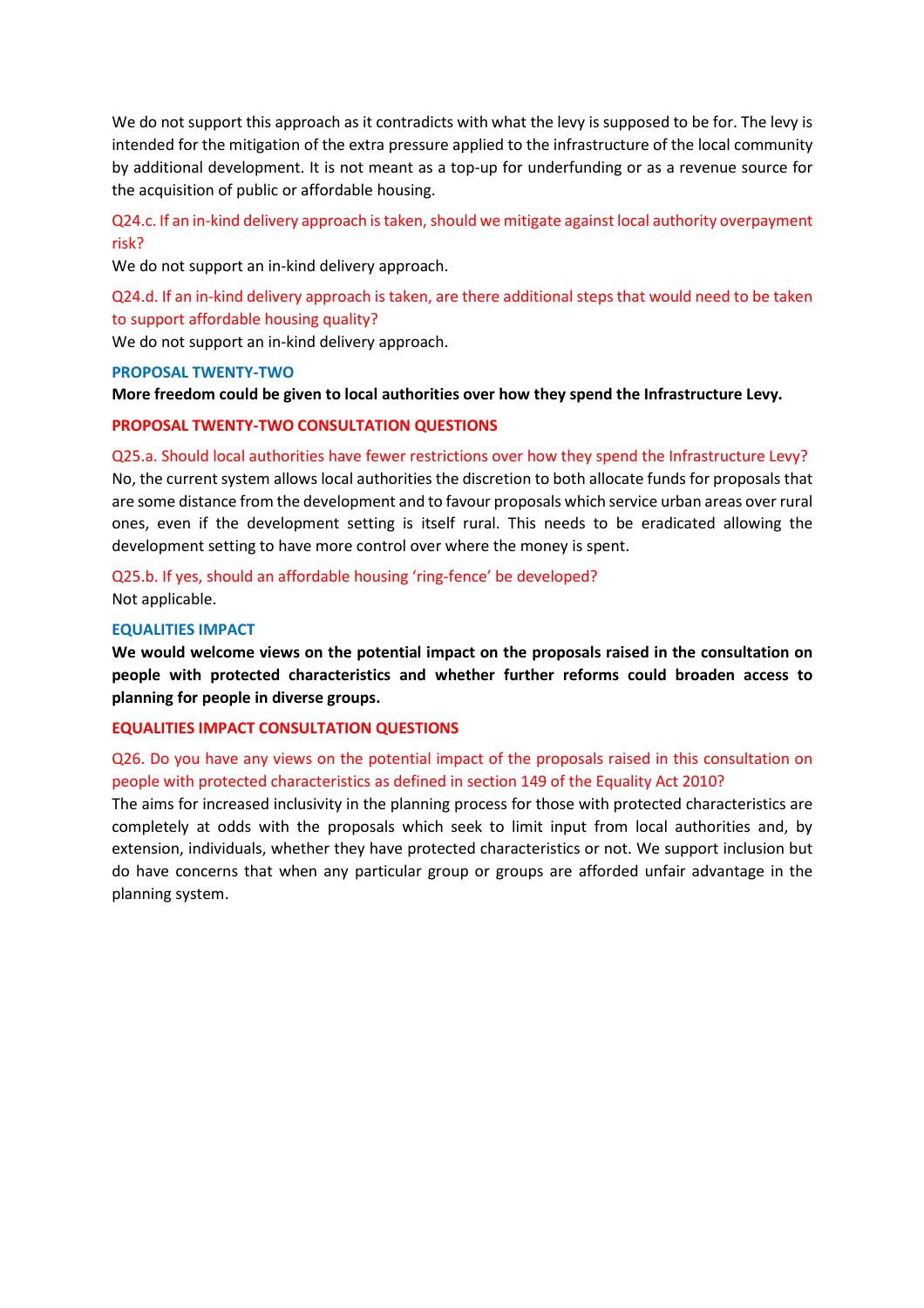We do not support this approach as it contradicts with what the levy is supposed to be for. The levy is intended for the mitigation of the extra pressure applied to the infrastructure of the local community by additional development. It is not meant as a top-up for underfunding or as a revenue source for the acquisition of public or affordable housing.

Q24.c. If an in-kind delivery approach is taken, should we mitigate against local authority overpayment risk?

We do not support an in-kind delivery approach.

Q24.d. If an in-kind delivery approach is taken, are there additional steps that would need to be taken to support affordable housing quality?

We do not support an in-kind delivery approach.

### PROPOSAL TWENTY-TWO

**More freedom could be given to local authorities over how they spend the Infrastructure Levy.**

### PROPOSAL TWENTY-TWO CONSULTATION QUESTIONS

Q25.a. Should local authorities have fewer restrictions over how they spend the Infrastructure Levy?

No, the current system allows local authorities the discretion to both allocate funds for proposals that are some distance from the development and to favour proposals which service urban areas over rural ones, even if the development setting is itself rural. This needs to be eradicated allowing the development setting to have more control over where the money is spent.

Q25.b. If yes, should an affordable housing 'ring-fence' be developed?

Not applicable.

### EQUALITIES IMPACT

**We would welcome views on the potential impact on the proposals raised in the consultation on people with protected characteristics and whether further reforms could broaden access to planning for people in diverse groups.**

### EQUALITIES IMPACT CONSULTATION QUESTIONS

Q26. Do you have any views on the potential impact of the proposals raised in this consultation on people with protected characteristics as defined in section 149 of the Equality Act 2010?

The aims for increased inclusivity in the planning process for those with protected characteristics are completely at odds with the proposals which seek to limit input from local authorities and, by extension, individuals, whether they have protected characteristics or not. We support inclusion but do have concerns that when any particular group or groups are afforded unfair advantage in the planning system.